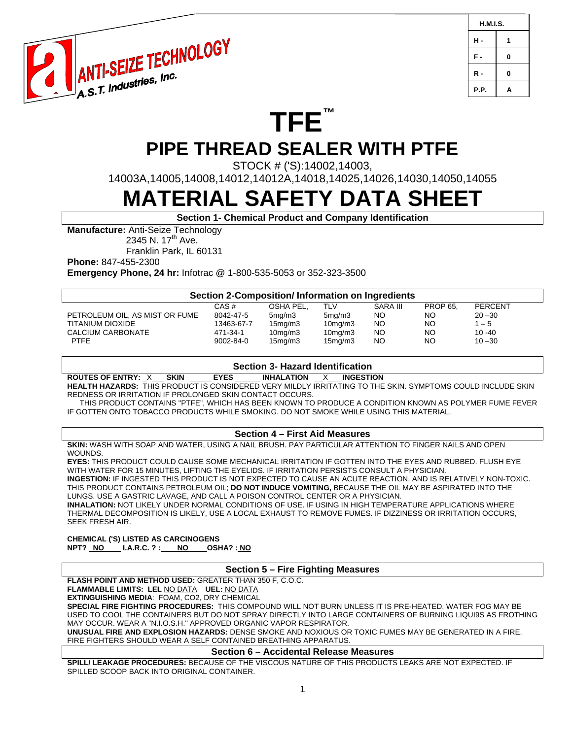ANTI-SEIZE TECHNOLOGY
A.S.T. Industries, Inc.

| H.M.I.S. | |
|---|---|
| H - | 1 |
| F - | 0 |
| R - | 0 |
| P.P. | A |

# TFE™

# PIPE THREAD SEALER WITH PTFE

STOCK # ('S):14002,14003, 14003A,14005,14008,14012,14012A,14018,14025,14026,14030,14050,14055

# MATERIAL SAFETY DATA SHEET

## Section 1- Chemical Product and Company Identification

**Manufacture:** Anti-Seize Technology
2345 N. 17th Ave.
Franklin Park, IL 60131

**Phone:** 847-455-2300

**Emergency Phone, 24 hr:** Infotrac @ 1-800-535-5053 or 352-323-3500

## Section 2-Composition/ Information on Ingredients

| | CAS # | OSHA PEL, | TLV | SARA III | PROP 65, | PERCENT |
|---|---|---|---|---|---|---|
| PETROLEUM OIL, AS MIST OR FUME | 8042-47-5 | 5mg/m3 | 5mg/m3 | NO | NO | 20 –30 |
| TITANIUM DIOXIDE | 13463-67-7 | 15mg/m3 | 10mg/m3 | NO | NO | 1 – 5 |
| CALCIUM CARBONATE | 471-34-1 | 10mg/m3 | 10mg/m3 | NO | NO | 10 -40 |
| PTFE | 9002-84-0 | 15mg/m3 | 15mg/m3 | NO | NO | 10 –30 |

## Section 3- Hazard Identification

**ROUTES OF ENTRY:** _X___ **SKIN** _____ **EYES** ______ **INHALATION** __X___ **INGESTION**

**HEALTH HAZARDS:** THIS PRODUCT IS CONSIDERED VERY MILDLY IRRITATING TO THE SKIN. SYMPTOMS COULD INCLUDE SKIN REDNESS OR IRRITATION IF PROLONGED SKIN CONTACT OCCURS.

THIS PRODUCT CONTAINS "PTFE", WHICH HAS BEEN KNOWN TO PRODUCE A CONDITION KNOWN AS POLYMER FUME FEVER IF GOTTEN ONTO TOBACCO PRODUCTS WHILE SMOKING. DO NOT SMOKE WHILE USING THIS MATERIAL.

## Section 4 – First Aid Measures

**SKIN:** WASH WITH SOAP AND WATER, USING A NAIL BRUSH. PAY PARTICULAR ATTENTION TO FINGER NAILS AND OPEN WOUNDS.

**EYES:** THIS PRODUCT COULD CAUSE SOME MECHANICAL IRRITATION IF GOTTEN INTO THE EYES AND RUBBED. FLUSH EYE WITH WATER FOR 15 MINUTES, LIFTING THE EYELIDS. IF IRRITATION PERSISTS CONSULT A PHYSICIAN.

**INGESTION:** IF INGESTED THIS PRODUCT IS NOT EXPECTED TO CAUSE AN ACUTE REACTION, AND IS RELATIVELY NON-TOXIC. THIS PRODUCT CONTAINS PETROLEUM OIL; **DO NOT INDUCE VOMITING,** BECAUSE THE OIL MAY BE ASPIRATED INTO THE LUNGS. USE A GASTRIC LAVAGE, AND CALL A POISON CONTROL CENTER OR A PHYSICIAN.

**INHALATION:** NOT LIKELY UNDER NORMAL CONDITIONS OF USE. IF USING IN HIGH TEMPERATURE APPLICATIONS WHERE THERMAL DECOMPOSITION IS LIKELY, USE A LOCAL EXHAUST TO REMOVE FUMES. IF DIZZINESS OR IRRITATION OCCURS, SEEK FRESH AIR.

**CHEMICAL ('S) LISTED AS CARCINOGENS**
**NPT? NO I.A.R.C. ? : NO OSHA? : NO**

## Section 5 – Fire Fighting Measures

**FLASH POINT AND METHOD USED:** GREATER THAN 350 F, C.O.C.

**FLAMMABLE LIMITS: LEL** NO DATA **UEL:** NO DATA

**EXTINGUISHING MEDIA**: FOAM, CO2, DRY CHEMICAL

**SPECIAL FIRE FIGHTING PROCEDURES:** THIS COMPOUND WILL NOT BURN UNLESS IT IS PRE-HEATED. WATER FOG MAY BE USED TO COOL THE CONTAINERS BUT DO NOT SPRAY DIRECTLY INTO LARGE CONTAINERS OF BURNING LIQUI9S AS FROTHING MAY OCCUR. WEAR A "N.I.O.S.H." APPROVED ORGANIC VAPOR RESPIRATOR.

**UNUSUAL FIRE AND EXPLOSION HAZARDS:** DENSE SMOKE AND NOXIOUS OR TOXIC FUMES MAY BE GENERATED IN A FIRE. FIRE FIGHTERS SHOULD WEAR A SELF CONTAINED BREATHING APPARATUS.

## Section 6 – Accidental Release Measures

**SPILL/ LEAKAGE PROCEDURES:** BECAUSE OF THE VISCOUS NATURE OF THIS PRODUCTS LEAKS ARE NOT EXPECTED. IF SPILLED SCOOP BACK INTO ORIGINAL CONTAINER.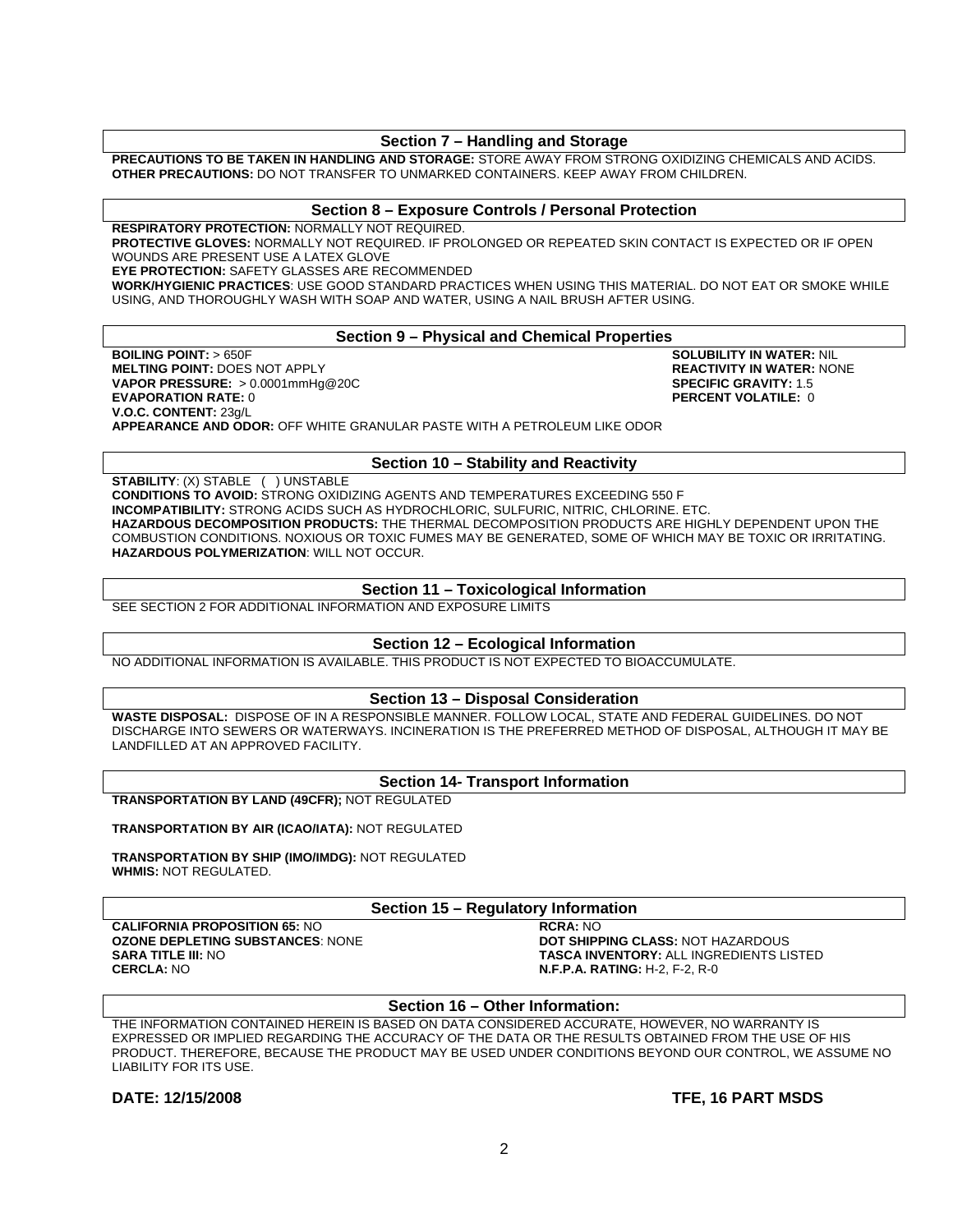## Section 7 – Handling and Storage

**PRECAUTIONS TO BE TAKEN IN HANDLING AND STORAGE:** STORE AWAY FROM STRONG OXIDIZING CHEMICALS AND ACIDS.
**OTHER PRECAUTIONS:** DO NOT TRANSFER TO UNMARKED CONTAINERS. KEEP AWAY FROM CHILDREN.

## Section 8 – Exposure Controls / Personal Protection

**RESPIRATORY PROTECTION:** NORMALLY NOT REQUIRED.
**PROTECTIVE GLOVES:** NORMALLY NOT REQUIRED. IF PROLONGED OR REPEATED SKIN CONTACT IS EXPECTED OR IF OPEN WOUNDS ARE PRESENT USE A LATEX GLOVE
**EYE PROTECTION:** SAFETY GLASSES ARE RECOMMENDED
**WORK/HYGIENIC PRACTICES**: USE GOOD STANDARD PRACTICES WHEN USING THIS MATERIAL. DO NOT EAT OR SMOKE WHILE USING, AND THOROUGHLY WASH WITH SOAP AND WATER, USING A NAIL BRUSH AFTER USING.

## Section 9 – Physical and Chemical Properties

**BOILING POINT:** > 650F
**MELTING POINT:** DOES NOT APPLY
**VAPOR PRESSURE:** > 0.0001mmHg@20C
**EVAPORATION RATE:** 0
**V.O.C. CONTENT:** 23g/L
**APPEARANCE AND ODOR:** OFF WHITE GRANULAR PASTE WITH A PETROLEUM LIKE ODOR

**SOLUBILITY IN WATER:** NIL
**REACTIVITY IN WATER:** NONE
**SPECIFIC GRAVITY:** 1.5
**PERCENT VOLATILE:** 0

## Section 10 – Stability and Reactivity

**STABILITY**: (X) STABLE ( ) UNSTABLE
**CONDITIONS TO AVOID:** STRONG OXIDIZING AGENTS AND TEMPERATURES EXCEEDING 550 F
**INCOMPATIBILITY:** STRONG ACIDS SUCH AS HYDROCHLORIC, SULFURIC, NITRIC, CHLORINE. ETC.
**HAZARDOUS DECOMPOSITION PRODUCTS:** THE THERMAL DECOMPOSITION PRODUCTS ARE HIGHLY DEPENDENT UPON THE COMBUSTION CONDITIONS. NOXIOUS OR TOXIC FUMES MAY BE GENERATED, SOME OF WHICH MAY BE TOXIC OR IRRITATING.
**HAZARDOUS POLYMERIZATION**: WILL NOT OCCUR.

## Section 11 – Toxicological Information

SEE SECTION 2 FOR ADDITIONAL INFORMATION AND EXPOSURE LIMITS

## Section 12 – Ecological Information

NO ADDITIONAL INFORMATION IS AVAILABLE. THIS PRODUCT IS NOT EXPECTED TO BIOACCUMULATE.

## Section 13 – Disposal Consideration

**WASTE DISPOSAL:** DISPOSE OF IN A RESPONSIBLE MANNER. FOLLOW LOCAL, STATE AND FEDERAL GUIDELINES. DO NOT DISCHARGE INTO SEWERS OR WATERWAYS. INCINERATION IS THE PREFERRED METHOD OF DISPOSAL, ALTHOUGH IT MAY BE LANDFILLED AT AN APPROVED FACILITY.

## Section 14- Transport Information

**TRANSPORTATION BY LAND (49CFR);** NOT REGULATED

**TRANSPORTATION BY AIR (ICAO/IATA):** NOT REGULATED

**TRANSPORTATION BY SHIP (IMO/IMDG):** NOT REGULATED
**WHMIS:** NOT REGULATED.

## Section 15 – Regulatory Information

**CALIFORNIA PROPOSITION 65:** NO
**OZONE DEPLETING SUBSTANCES**: NONE
**SARA TITLE III:** NO
**CERCLA:** NO

**RCRA:** NO
**DOT SHIPPING CLASS:** NOT HAZARDOUS
**TASCA INVENTORY:** ALL INGREDIENTS LISTED
**N.F.P.A. RATING:** H-2, F-2, R-0

## Section 16 – Other Information:

THE INFORMATION CONTAINED HEREIN IS BASED ON DATA CONSIDERED ACCURATE, HOWEVER, NO WARRANTY IS EXPRESSED OR IMPLIED REGARDING THE ACCURACY OF THE DATA OR THE RESULTS OBTAINED FROM THE USE OF HIS PRODUCT. THEREFORE, BECAUSE THE PRODUCT MAY BE USED UNDER CONDITIONS BEYOND OUR CONTROL, WE ASSUME NO LIABILITY FOR ITS USE.

**DATE: 12/15/2008** **TFE, 16 PART MSDS**